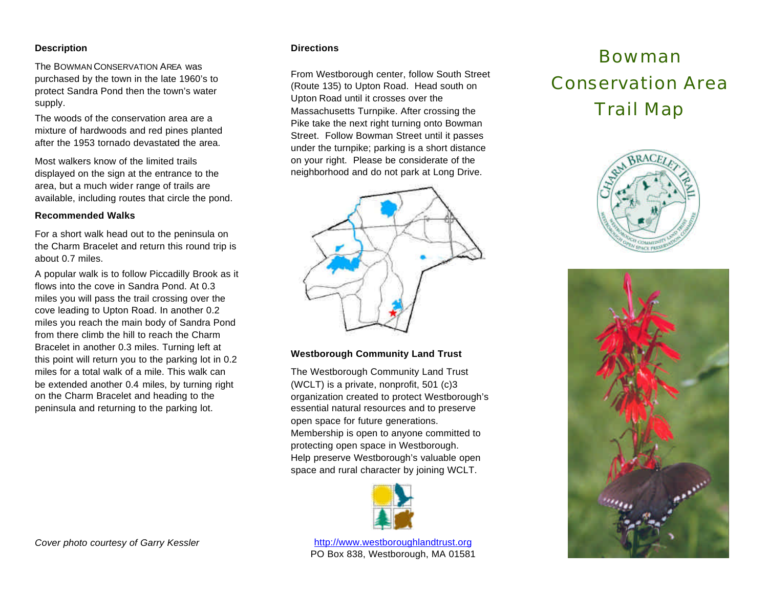# Bowman Conservation Area Trail Map

### Description

The BOWMAN CONSERVATION AREA was purchased by the town in the late 1960's to protect Sandra Pond then the town's water supply.

The woods of the conservation area are a mixture of hardwoods and red pines planted after the 1953 tornado devastated the area.

Most walkers know of the limited trails displayed on the sign at the entrance to the area, but a much wider range of trails are available, including routes that circle the pond.

### Recommended Walks

For a short walk head out to the peninsula on the Charm Bracelet and return this round trip is about 0.7 miles.

A popular walk is to follow Piccadilly Brook as it flows into the cove in Sandra Pond. At 0.3 miles you will pass the trail crossing over the cove leading to Upton Road. In another 0.2 miles you reach the main body of Sandra Pond from there climb the hill to reach the Charm Bracelet in another 0.3 miles. Turning left at this point will return you to the parking lot in 0.2 miles for a total walk of a mile. This walk can be extended another 0.4 miles, by turning right on the Charm Bracelet and heading to the peninsula and returning to the parking lot.

*Cover photo courtesy of Garry Kessler*

### Directions

From Westborough center, follow South Street (Route 135) to Upton Road. Head south on Upton Road until it crosses over the Massachusetts Turnpike. After crossing the Pike take the next right turning onto Bowman Street. Follow Bowman Street until it passes under the turnpike; parking is a short distance on your right. Please be considerate of the neighborhood and do not park at Long Drive.

### Westborough Community Land Trust

The Westborough Community Land Trust (WCLT) is a private, nonprofit, 501 (c)3 organization created to protect Westborough's essential natural resources and to preserve open space for future generations. Membership is open to anyone committed to protecting open space in Westborough. Help preserve Westborough's valuable open space and rural character by joining WCLT.

http://www.westboroughlandtrust.org
PO Box 838, Westborough, MA 01581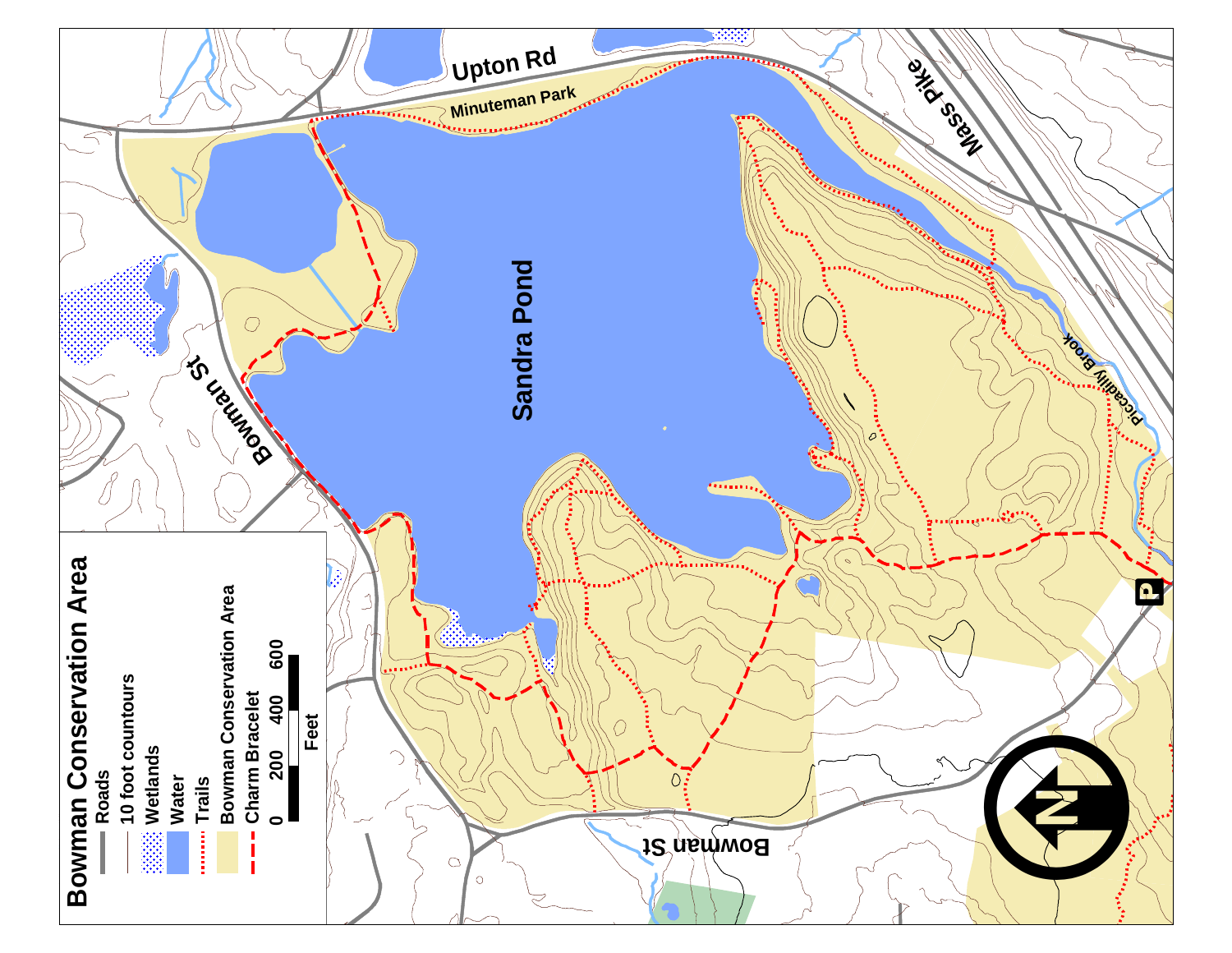# Bowman Conservation Area

- Roads
- 10 foot countours
- Wetlands
- Water
- Trails
- Bowman Conservation Area
- Charm Bracelet

0 200 400 600

Feet

Upton Rd

Minuteman Park

Sandra Pond

Mass Pike

Piccadilly Brook

Bowman St

Bowman St

P

N